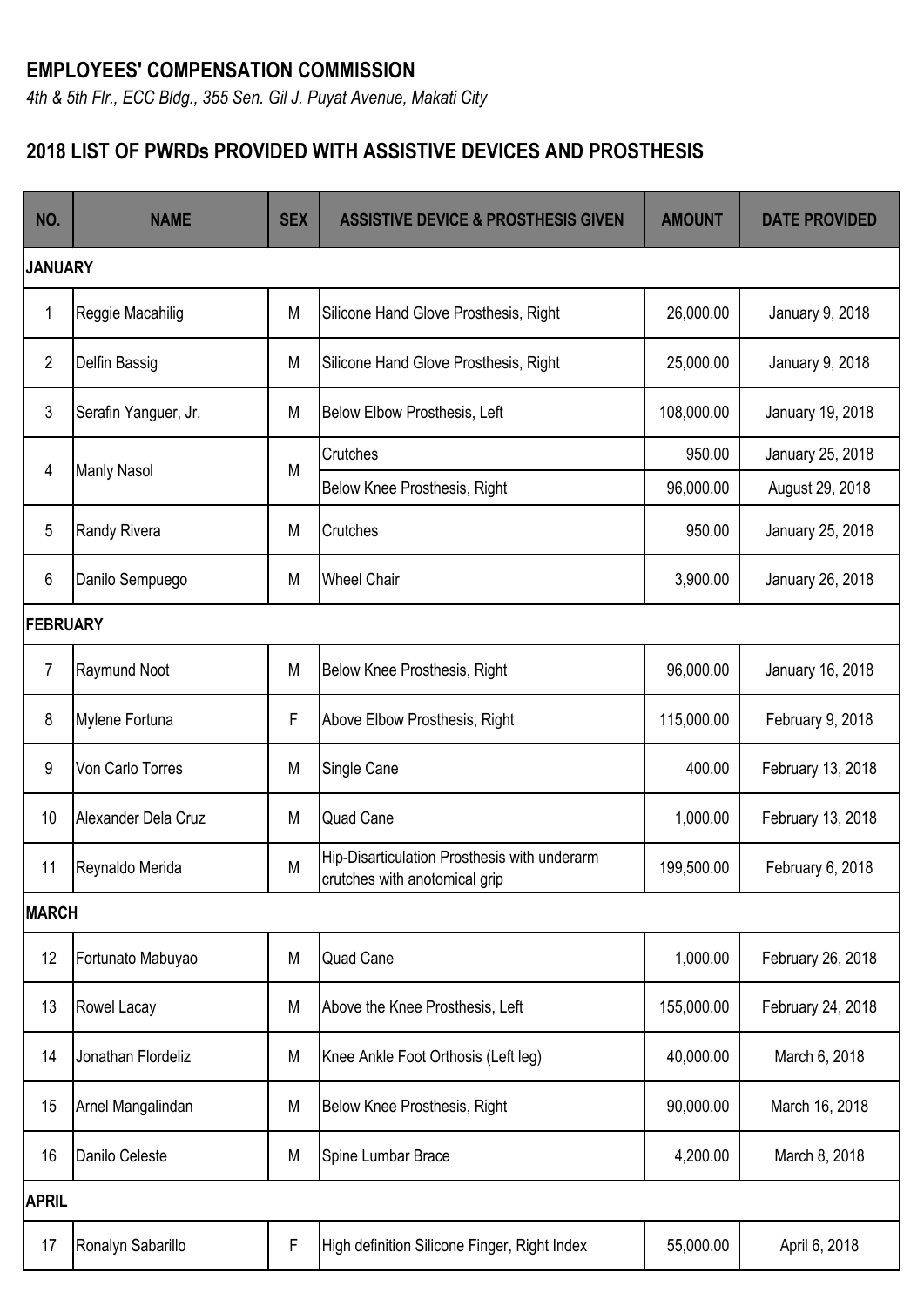**EMPLOYEES' COMPENSATION COMMISSION**

*4th & 5th Flr., ECC Bldg., 355 Sen. Gil J. Puyat Avenue, Makati City*

## 2018 LIST OF PWRDs PROVIDED WITH ASSISTIVE DEVICES AND PROSTHESIS

| NO. | NAME | SEX | ASSISTIVE DEVICE & PROSTHESIS GIVEN | AMOUNT | DATE PROVIDED |
|---|---|---|---|---|---|
| **JANUARY** | | | | | |
| 1 | Reggie Macahilig | M | Silicone Hand Glove Prosthesis, Right | 26,000.00 | January 9, 2018 |
| 2 | Delfin Bassig | M | Silicone Hand Glove Prosthesis, Right | 25,000.00 | January 9, 2018 |
| 3 | Serafin Yanguer, Jr. | M | Below Elbow Prosthesis, Left | 108,000.00 | January 19, 2018 |
| 4 | Manly Nasol | M | Crutches | 950.00 | January 25, 2018 |
| | | | Below Knee Prosthesis, Right | 96,000.00 | August 29, 2018 |
| 5 | Randy Rivera | M | Crutches | 950.00 | January 25, 2018 |
| 6 | Danilo Sempuego | M | Wheel Chair | 3,900.00 | January 26, 2018 |
| **FEBRUARY** | | | | | |
| 7 | Raymund Noot | M | Below Knee Prosthesis, Right | 96,000.00 | January 16, 2018 |
| 8 | Mylene Fortuna | F | Above Elbow Prosthesis, Right | 115,000.00 | February 9, 2018 |
| 9 | Von Carlo Torres | M | Single Cane | 400.00 | February 13, 2018 |
| 10 | Alexander Dela Cruz | M | Quad Cane | 1,000.00 | February 13, 2018 |
| 11 | Reynaldo Merida | M | Hip-Disarticulation Prosthesis with underarm crutches with anotomical grip | 199,500.00 | February 6, 2018 |
| **MARCH** | | | | | |
| 12 | Fortunato Mabuyao | M | Quad Cane | 1,000.00 | February 26, 2018 |
| 13 | Rowel Lacay | M | Above the Knee Prosthesis, Left | 155,000.00 | February 24, 2018 |
| 14 | Jonathan Flordeliz | M | Knee Ankle Foot Orthosis (Left leg) | 40,000.00 | March 6, 2018 |
| 15 | Arnel Mangalindan | M | Below Knee Prosthesis, Right | 90,000.00 | March 16, 2018 |
| 16 | Danilo Celeste | M | Spine Lumbar Brace | 4,200.00 | March 8, 2018 |
| **APRIL** | | | | | |
| 17 | Ronalyn Sabarillo | F | High definition Silicone Finger, Right Index | 55,000.00 | April 6, 2018 |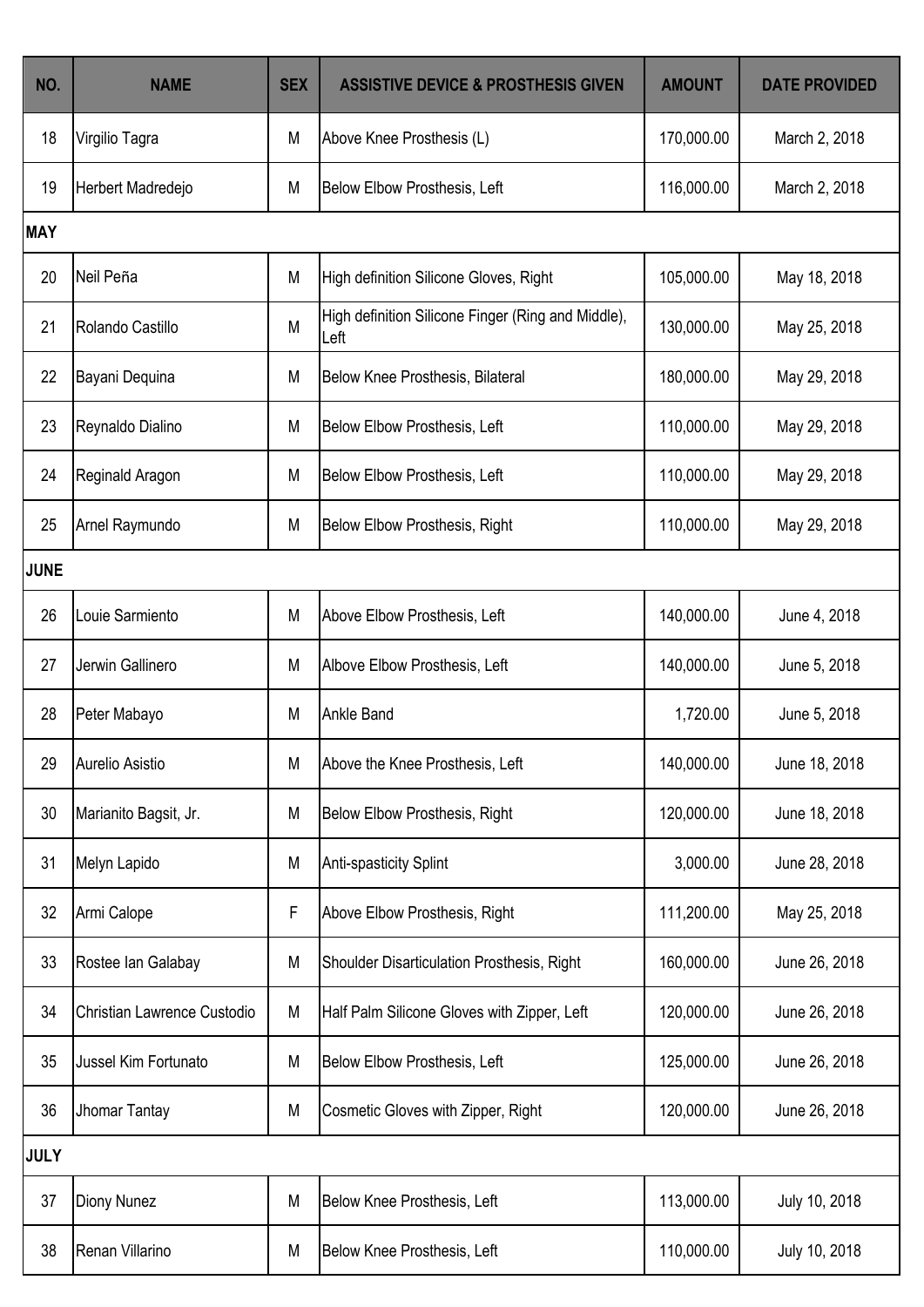| NO. | NAME | SEX | ASSISTIVE DEVICE & PROSTHESIS GIVEN | AMOUNT | DATE PROVIDED |
|---|---|---|---|---|---|
| 18 | Virgilio Tagra | M | Above Knee Prosthesis (L) | 170,000.00 | March 2, 2018 |
| 19 | Herbert Madredejo | M | Below Elbow Prosthesis, Left | 116,000.00 | March 2, 2018 |
| **MAY** | | | | | |
| 20 | Neil Peña | M | High definition Silicone Gloves, Right | 105,000.00 | May 18, 2018 |
| 21 | Rolando Castillo | M | High definition Silicone Finger (Ring and Middle), Left | 130,000.00 | May 25, 2018 |
| 22 | Bayani Dequina | M | Below Knee Prosthesis, Bilateral | 180,000.00 | May 29, 2018 |
| 23 | Reynaldo Dialino | M | Below Elbow Prosthesis, Left | 110,000.00 | May 29, 2018 |
| 24 | Reginald Aragon | M | Below Elbow Prosthesis, Left | 110,000.00 | May 29, 2018 |
| 25 | Arnel Raymundo | M | Below Elbow Prosthesis, Right | 110,000.00 | May 29, 2018 |
| **JUNE** | | | | | |
| 26 | Louie Sarmiento | M | Above Elbow Prosthesis, Left | 140,000.00 | June 4, 2018 |
| 27 | Jerwin Gallinero | M | Albove Elbow Prosthesis, Left | 140,000.00 | June 5, 2018 |
| 28 | Peter Mabayo | M | Ankle Band | 1,720.00 | June 5, 2018 |
| 29 | Aurelio Asistio | M | Above the Knee Prosthesis, Left | 140,000.00 | June 18, 2018 |
| 30 | Marianito Bagsit, Jr. | M | Below Elbow Prosthesis, Right | 120,000.00 | June 18, 2018 |
| 31 | Melyn Lapido | M | Anti-spasticity Splint | 3,000.00 | June 28, 2018 |
| 32 | Armi Calope | F | Above Elbow Prosthesis, Right | 111,200.00 | May 25, 2018 |
| 33 | Rostee Ian Galabay | M | Shoulder Disarticulation Prosthesis, Right | 160,000.00 | June 26, 2018 |
| 34 | Christian Lawrence Custodio | M | Half Palm Silicone Gloves with Zipper, Left | 120,000.00 | June 26, 2018 |
| 35 | Jussel Kim Fortunato | M | Below Elbow Prosthesis, Left | 125,000.00 | June 26, 2018 |
| 36 | Jhomar Tantay | M | Cosmetic Gloves with Zipper, Right | 120,000.00 | June 26, 2018 |
| **JULY** | | | | | |
| 37 | Diony Nunez | M | Below Knee Prosthesis, Left | 113,000.00 | July 10, 2018 |
| 38 | Renan Villarino | M | Below Knee Prosthesis, Left | 110,000.00 | July 10, 2018 |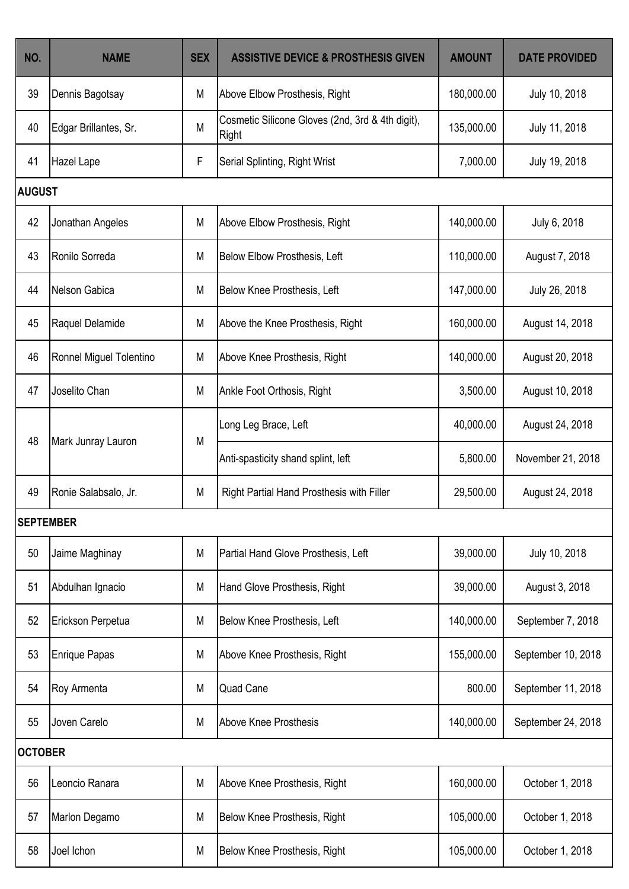| NO. | NAME | SEX | ASSISTIVE DEVICE & PROSTHESIS GIVEN | AMOUNT | DATE PROVIDED |
|---|---|---|---|---|---|
| 39 | Dennis Bagotsay | M | Above Elbow Prosthesis, Right | 180,000.00 | July 10, 2018 |
| 40 | Edgar Brillantes, Sr. | M | Cosmetic Silicone Gloves (2nd, 3rd & 4th digit), Right | 135,000.00 | July 11, 2018 |
| 41 | Hazel Lape | F | Serial Splinting, Right Wrist | 7,000.00 | July 19, 2018 |
| **AUGUST** | | | | | |
| 42 | Jonathan Angeles | M | Above Elbow Prosthesis, Right | 140,000.00 | July 6, 2018 |
| 43 | Ronilo Sorreda | M | Below Elbow Prosthesis, Left | 110,000.00 | August 7, 2018 |
| 44 | Nelson Gabica | M | Below Knee Prosthesis, Left | 147,000.00 | July 26, 2018 |
| 45 | Raquel Delamide | M | Above the Knee Prosthesis, Right | 160,000.00 | August 14, 2018 |
| 46 | Ronnel Miguel Tolentino | M | Above Knee Prosthesis, Right | 140,000.00 | August 20, 2018 |
| 47 | Joselito Chan | M | Ankle Foot Orthosis, Right | 3,500.00 | August 10, 2018 |
| 48 | Mark Junray Lauron | M | Long Leg Brace, Left | 40,000.00 | August 24, 2018 |
| | | | Anti-spasticity shand splint, left | 5,800.00 | November 21, 2018 |
| 49 | Ronie Salabsalo, Jr. | M | Right Partial Hand Prosthesis with Filler | 29,500.00 | August 24, 2018 |
| **SEPTEMBER** | | | | | |
| 50 | Jaime Maghinay | M | Partial Hand Glove Prosthesis, Left | 39,000.00 | July 10, 2018 |
| 51 | Abdulhan Ignacio | M | Hand Glove Prosthesis, Right | 39,000.00 | August 3, 2018 |
| 52 | Erickson Perpetua | M | Below Knee Prosthesis, Left | 140,000.00 | September 7, 2018 |
| 53 | Enrique Papas | M | Above Knee Prosthesis, Right | 155,000.00 | September 10, 2018 |
| 54 | Roy Armenta | M | Quad Cane | 800.00 | September 11, 2018 |
| 55 | Joven Carelo | M | Above Knee Prosthesis | 140,000.00 | September 24, 2018 |
| **OCTOBER** | | | | | |
| 56 | Leoncio Ranara | M | Above Knee Prosthesis, Right | 160,000.00 | October 1, 2018 |
| 57 | Marlon Degamo | M | Below Knee Prosthesis, Right | 105,000.00 | October 1, 2018 |
| 58 | Joel Ichon | M | Below Knee Prosthesis, Right | 105,000.00 | October 1, 2018 |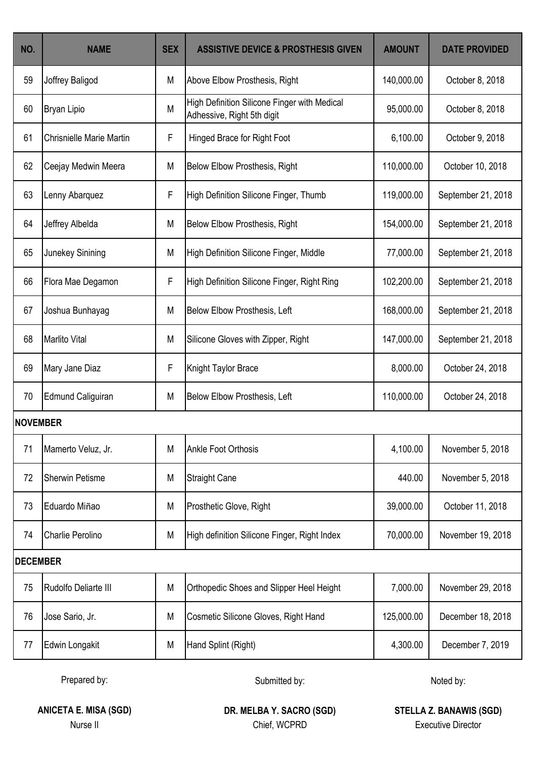| NO. | NAME | SEX | ASSISTIVE DEVICE & PROSTHESIS GIVEN | AMOUNT | DATE PROVIDED |
|---|---|---|---|---|---|
| 59 | Joffrey Baligod | M | Above Elbow Prosthesis, Right | 140,000.00 | October 8, 2018 |
| 60 | Bryan Lipio | M | High Definition Silicone Finger with Medical Adhesive, Right 5th digit | 95,000.00 | October 8, 2018 |
| 61 | Chrisnielle Marie Martin | F | Hinged Brace for Right Foot | 6,100.00 | October 9, 2018 |
| 62 | Ceejay Medwin Meera | M | Below Elbow Prosthesis, Right | 110,000.00 | October 10, 2018 |
| 63 | Lenny Abarquez | F | High Definition Silicone Finger, Thumb | 119,000.00 | September 21, 2018 |
| 64 | Jeffrey Albelda | M | Below Elbow Prosthesis, Right | 154,000.00 | September 21, 2018 |
| 65 | Junekey Sinining | M | High Definition Silicone Finger, Middle | 77,000.00 | September 21, 2018 |
| 66 | Flora Mae Degamon | F | High Definition Silicone Finger, Right Ring | 102,200.00 | September 21, 2018 |
| 67 | Joshua Bunhayag | M | Below Elbow Prosthesis, Left | 168,000.00 | September 21, 2018 |
| 68 | Marlito Vital | M | Silicone Gloves with Zipper, Right | 147,000.00 | September 21, 2018 |
| 69 | Mary Jane Diaz | F | Knight Taylor Brace | 8,000.00 | October 24, 2018 |
| 70 | Edmund Caliguiran | M | Below Elbow Prosthesis, Left | 110,000.00 | October 24, 2018 |
| **NOVEMBER** | | | | | |
| 71 | Mamerto Veluz, Jr. | M | Ankle Foot Orthosis | 4,100.00 | November 5, 2018 |
| 72 | Sherwin Petisme | M | Straight Cane | 440.00 | November 5, 2018 |
| 73 | Eduardo Miñao | M | Prosthetic Glove, Right | 39,000.00 | October 11, 2018 |
| 74 | Charlie Perolino | M | High definition Silicone Finger, Right Index | 70,000.00 | November 19, 2018 |
| **DECEMBER** | | | | | |
| 75 | Rudolfo Deliarte III | M | Orthopedic Shoes and Slipper Heel Height | 7,000.00 | November 29, 2018 |
| 76 | Jose Sario, Jr. | M | Cosmetic Silicone Gloves, Right Hand | 125,000.00 | December 18, 2018 |
| 77 | Edwin Longakit | M | Hand Splint (Right) | 4,300.00 | December 7, 2019 |

| Prepared by: | Submitted by: | Noted by: |
|---|---|---|
| **ANICETA E. MISA (SGD)** | **DR. MELBA Y. SACRO (SGD)** | **STELLA Z. BANAWIS (SGD)** |
| Nurse II | Chief, WCPRD | Executive Director |